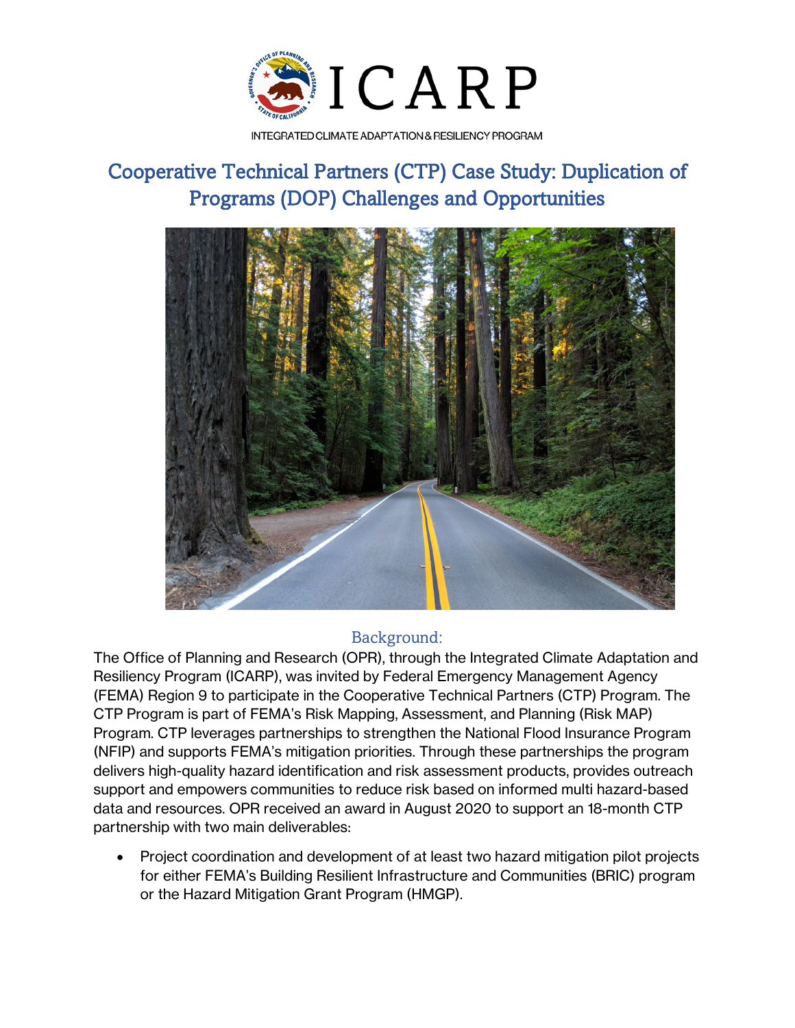# ICARP

INTEGRATED CLIMATE ADAPTATION & RESILIENCY PROGRAM

# Cooperative Technical Partners (CTP) Case Study: Duplication of Programs (DOP) Challenges and Opportunities

## Background:

The Office of Planning and Research (OPR), through the Integrated Climate Adaptation and Resiliency Program (ICARP), was invited by Federal Emergency Management Agency (FEMA) Region 9 to participate in the Cooperative Technical Partners (CTP) Program. The CTP Program is part of FEMA's Risk Mapping, Assessment, and Planning (Risk MAP) Program. CTP leverages partnerships to strengthen the National Flood Insurance Program (NFIP) and supports FEMA's mitigation priorities. Through these partnerships the program delivers high-quality hazard identification and risk assessment products, provides outreach support and empowers communities to reduce risk based on informed multi hazard-based data and resources. OPR received an award in August 2020 to support an 18-month CTP partnership with two main deliverables:

- Project coordination and development of at least two hazard mitigation pilot projects for either FEMA's Building Resilient Infrastructure and Communities (BRIC) program or the Hazard Mitigation Grant Program (HMGP).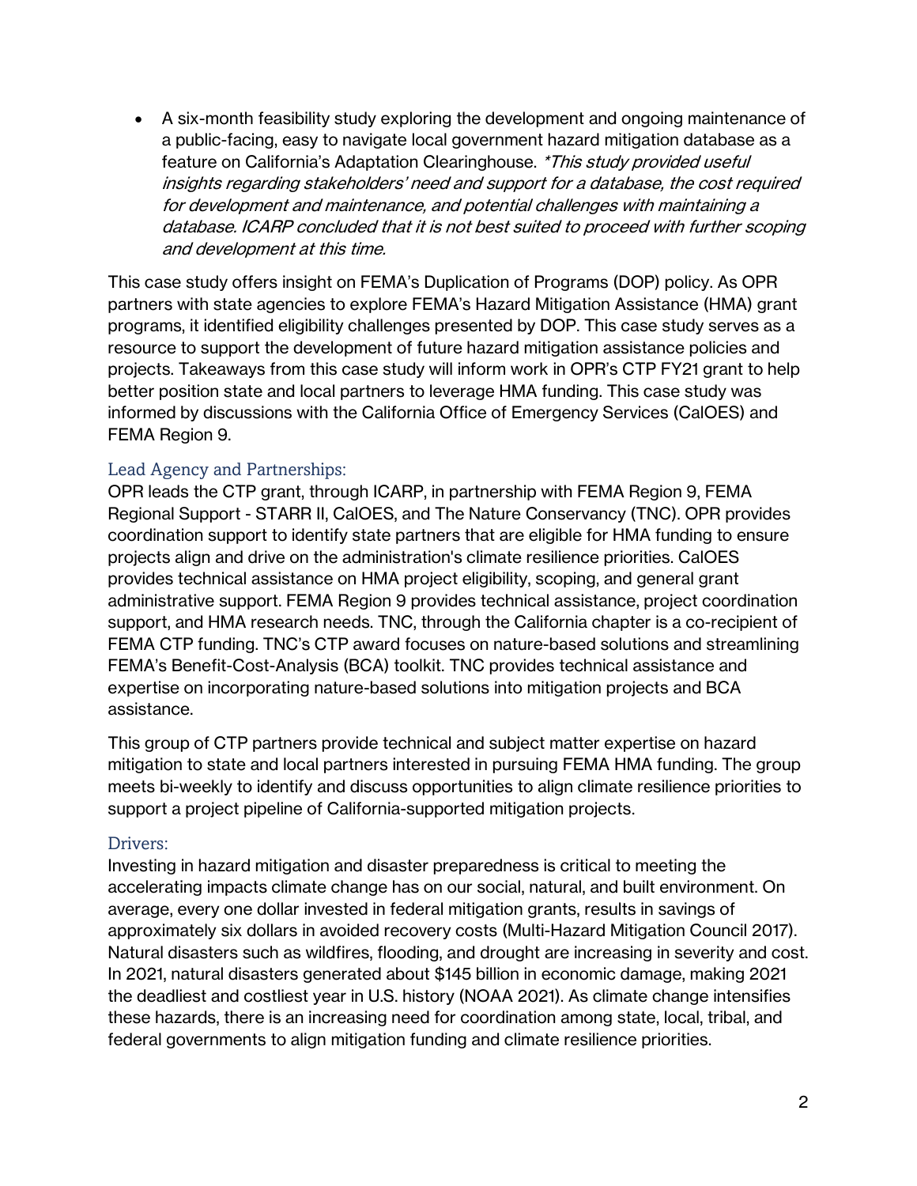- A six-month feasibility study exploring the development and ongoing maintenance of a public-facing, easy to navigate local government hazard mitigation database as a feature on California's Adaptation Clearinghouse. *\*This study provided useful insights regarding stakeholders' need and support for a database, the cost required for development and maintenance, and potential challenges with maintaining a database. ICARP concluded that it is not best suited to proceed with further scoping and development at this time.*

This case study offers insight on FEMA's Duplication of Programs (DOP) policy. As OPR partners with state agencies to explore FEMA's Hazard Mitigation Assistance (HMA) grant programs, it identified eligibility challenges presented by DOP. This case study serves as a resource to support the development of future hazard mitigation assistance policies and projects. Takeaways from this case study will inform work in OPR's CTP FY21 grant to help better position state and local partners to leverage HMA funding. This case study was informed by discussions with the California Office of Emergency Services (CalOES) and FEMA Region 9.

### Lead Agency and Partnerships:

OPR leads the CTP grant, through ICARP, in partnership with FEMA Region 9, FEMA Regional Support - STARR II, CalOES, and The Nature Conservancy (TNC). OPR provides coordination support to identify state partners that are eligible for HMA funding to ensure projects align and drive on the administration's climate resilience priorities. CalOES provides technical assistance on HMA project eligibility, scoping, and general grant administrative support. FEMA Region 9 provides technical assistance, project coordination support, and HMA research needs. TNC, through the California chapter is a co-recipient of FEMA CTP funding. TNC's CTP award focuses on nature-based solutions and streamlining FEMA's Benefit-Cost-Analysis (BCA) toolkit. TNC provides technical assistance and expertise on incorporating nature-based solutions into mitigation projects and BCA assistance.

This group of CTP partners provide technical and subject matter expertise on hazard mitigation to state and local partners interested in pursuing FEMA HMA funding. The group meets bi-weekly to identify and discuss opportunities to align climate resilience priorities to support a project pipeline of California-supported mitigation projects.

### Drivers:

Investing in hazard mitigation and disaster preparedness is critical to meeting the accelerating impacts climate change has on our social, natural, and built environment. On average, every one dollar invested in federal mitigation grants, results in savings of approximately six dollars in avoided recovery costs (Multi-Hazard Mitigation Council 2017). Natural disasters such as wildfires, flooding, and drought are increasing in severity and cost. In 2021, natural disasters generated about $145 billion in economic damage, making 2021 the deadliest and costliest year in U.S. history (NOAA 2021). As climate change intensifies these hazards, there is an increasing need for coordination among state, local, tribal, and federal governments to align mitigation funding and climate resilience priorities.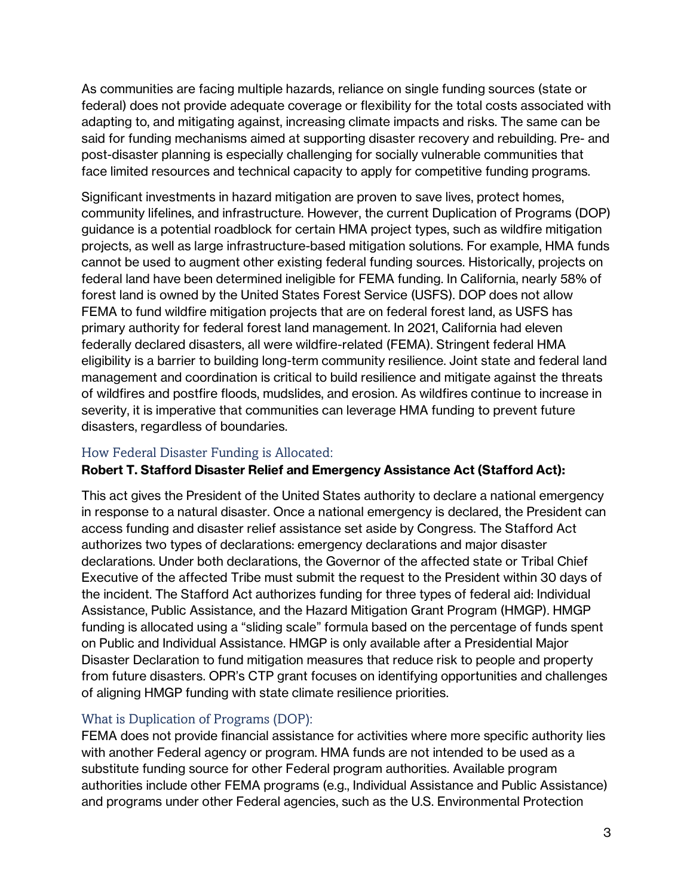As communities are facing multiple hazards, reliance on single funding sources (state or federal) does not provide adequate coverage or flexibility for the total costs associated with adapting to, and mitigating against, increasing climate impacts and risks. The same can be said for funding mechanisms aimed at supporting disaster recovery and rebuilding. Pre- and post-disaster planning is especially challenging for socially vulnerable communities that face limited resources and technical capacity to apply for competitive funding programs.

Significant investments in hazard mitigation are proven to save lives, protect homes, community lifelines, and infrastructure. However, the current Duplication of Programs (DOP) guidance is a potential roadblock for certain HMA project types, such as wildfire mitigation projects, as well as large infrastructure-based mitigation solutions. For example, HMA funds cannot be used to augment other existing federal funding sources. Historically, projects on federal land have been determined ineligible for FEMA funding. In California, nearly 58% of forest land is owned by the United States Forest Service (USFS). DOP does not allow FEMA to fund wildfire mitigation projects that are on federal forest land, as USFS has primary authority for federal forest land management. In 2021, California had eleven federally declared disasters, all were wildfire-related (FEMA). Stringent federal HMA eligibility is a barrier to building long-term community resilience. Joint state and federal land management and coordination is critical to build resilience and mitigate against the threats of wildfires and postfire floods, mudslides, and erosion. As wildfires continue to increase in severity, it is imperative that communities can leverage HMA funding to prevent future disasters, regardless of boundaries.

## How Federal Disaster Funding is Allocated:

**Robert T. Stafford Disaster Relief and Emergency Assistance Act (Stafford Act):**

This act gives the President of the United States authority to declare a national emergency in response to a natural disaster. Once a national emergency is declared, the President can access funding and disaster relief assistance set aside by Congress. The Stafford Act authorizes two types of declarations: emergency declarations and major disaster declarations. Under both declarations, the Governor of the affected state or Tribal Chief Executive of the affected Tribe must submit the request to the President within 30 days of the incident. The Stafford Act authorizes funding for three types of federal aid: Individual Assistance, Public Assistance, and the Hazard Mitigation Grant Program (HMGP). HMGP funding is allocated using a "sliding scale" formula based on the percentage of funds spent on Public and Individual Assistance. HMGP is only available after a Presidential Major Disaster Declaration to fund mitigation measures that reduce risk to people and property from future disasters. OPR's CTP grant focuses on identifying opportunities and challenges of aligning HMGP funding with state climate resilience priorities.

## What is Duplication of Programs (DOP):

FEMA does not provide financial assistance for activities where more specific authority lies with another Federal agency or program. HMA funds are not intended to be used as a substitute funding source for other Federal program authorities. Available program authorities include other FEMA programs (e.g., Individual Assistance and Public Assistance) and programs under other Federal agencies, such as the U.S. Environmental Protection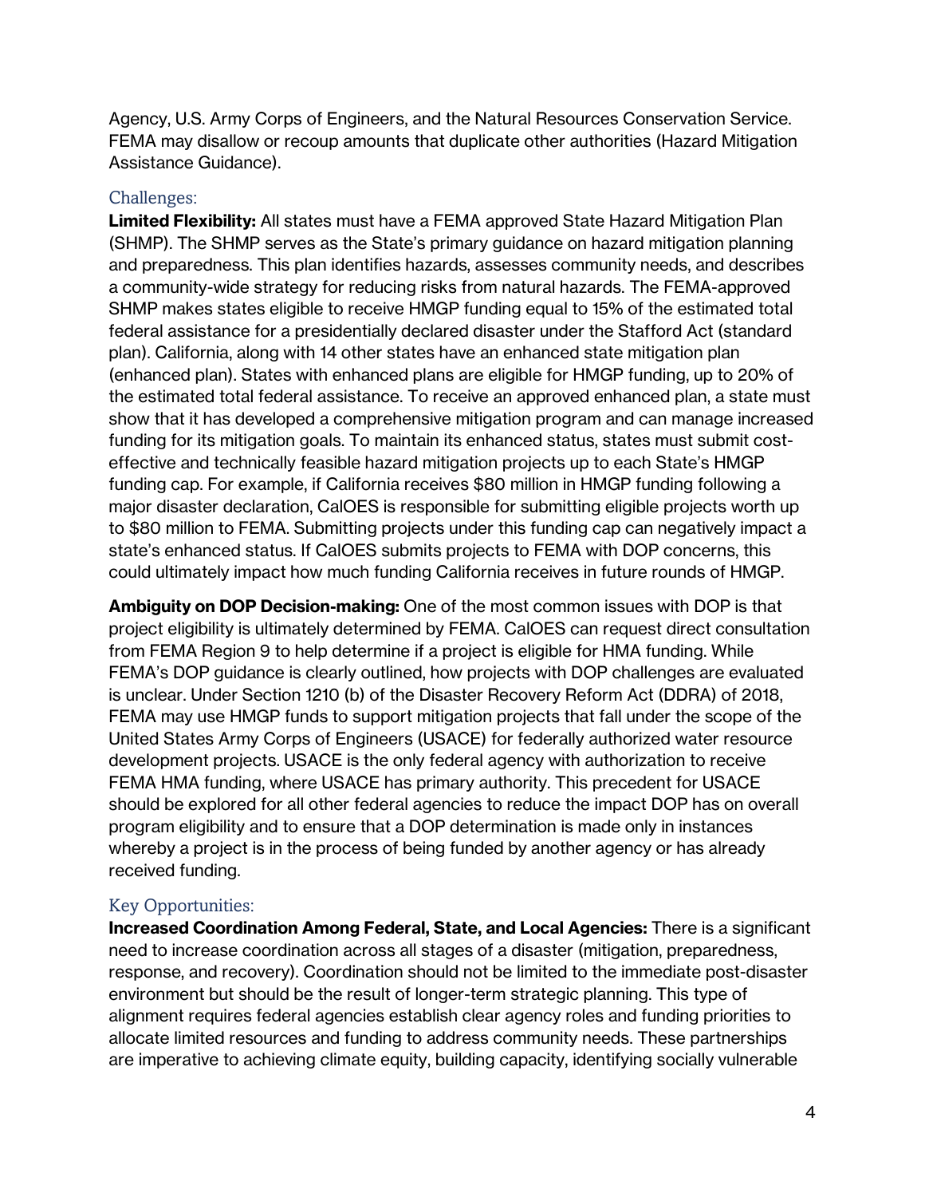Agency, U.S. Army Corps of Engineers, and the Natural Resources Conservation Service. FEMA may disallow or recoup amounts that duplicate other authorities (Hazard Mitigation Assistance Guidance).

### Challenges:

**Limited Flexibility:** All states must have a FEMA approved State Hazard Mitigation Plan (SHMP). The SHMP serves as the State's primary guidance on hazard mitigation planning and preparedness. This plan identifies hazards, assesses community needs, and describes a community-wide strategy for reducing risks from natural hazards. The FEMA-approved SHMP makes states eligible to receive HMGP funding equal to 15% of the estimated total federal assistance for a presidentially declared disaster under the Stafford Act (standard plan). California, along with 14 other states have an enhanced state mitigation plan (enhanced plan). States with enhanced plans are eligible for HMGP funding, up to 20% of the estimated total federal assistance. To receive an approved enhanced plan, a state must show that it has developed a comprehensive mitigation program and can manage increased funding for its mitigation goals. To maintain its enhanced status, states must submit cost-effective and technically feasible hazard mitigation projects up to each State's HMGP funding cap. For example, if California receives $80 million in HMGP funding following a major disaster declaration, CalOES is responsible for submitting eligible projects worth up to $80 million to FEMA. Submitting projects under this funding cap can negatively impact a state's enhanced status. If CalOES submits projects to FEMA with DOP concerns, this could ultimately impact how much funding California receives in future rounds of HMGP.

**Ambiguity on DOP Decision-making:** One of the most common issues with DOP is that project eligibility is ultimately determined by FEMA. CalOES can request direct consultation from FEMA Region 9 to help determine if a project is eligible for HMA funding. While FEMA's DOP guidance is clearly outlined, how projects with DOP challenges are evaluated is unclear. Under Section 1210 (b) of the Disaster Recovery Reform Act (DDRA) of 2018, FEMA may use HMGP funds to support mitigation projects that fall under the scope of the United States Army Corps of Engineers (USACE) for federally authorized water resource development projects. USACE is the only federal agency with authorization to receive FEMA HMA funding, where USACE has primary authority. This precedent for USACE should be explored for all other federal agencies to reduce the impact DOP has on overall program eligibility and to ensure that a DOP determination is made only in instances whereby a project is in the process of being funded by another agency or has already received funding.

### Key Opportunities:

**Increased Coordination Among Federal, State, and Local Agencies:** There is a significant need to increase coordination across all stages of a disaster (mitigation, preparedness, response, and recovery). Coordination should not be limited to the immediate post-disaster environment but should be the result of longer-term strategic planning. This type of alignment requires federal agencies establish clear agency roles and funding priorities to allocate limited resources and funding to address community needs. These partnerships are imperative to achieving climate equity, building capacity, identifying socially vulnerable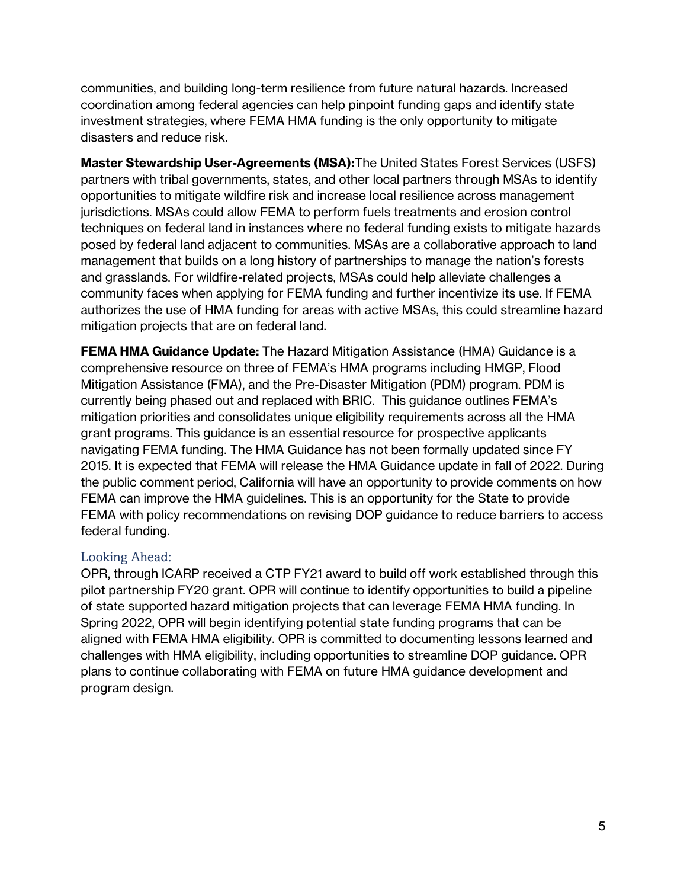communities, and building long-term resilience from future natural hazards. Increased coordination among federal agencies can help pinpoint funding gaps and identify state investment strategies, where FEMA HMA funding is the only opportunity to mitigate disasters and reduce risk.

**Master Stewardship User-Agreements (MSA):**The United States Forest Services (USFS) partners with tribal governments, states, and other local partners through MSAs to identify opportunities to mitigate wildfire risk and increase local resilience across management jurisdictions. MSAs could allow FEMA to perform fuels treatments and erosion control techniques on federal land in instances where no federal funding exists to mitigate hazards posed by federal land adjacent to communities. MSAs are a collaborative approach to land management that builds on a long history of partnerships to manage the nation's forests and grasslands. For wildfire-related projects, MSAs could help alleviate challenges a community faces when applying for FEMA funding and further incentivize its use. If FEMA authorizes the use of HMA funding for areas with active MSAs, this could streamline hazard mitigation projects that are on federal land.

**FEMA HMA Guidance Update:** The Hazard Mitigation Assistance (HMA) Guidance is a comprehensive resource on three of FEMA's HMA programs including HMGP, Flood Mitigation Assistance (FMA), and the Pre-Disaster Mitigation (PDM) program. PDM is currently being phased out and replaced with BRIC. This guidance outlines FEMA's mitigation priorities and consolidates unique eligibility requirements across all the HMA grant programs. This guidance is an essential resource for prospective applicants navigating FEMA funding. The HMA Guidance has not been formally updated since FY 2015. It is expected that FEMA will release the HMA Guidance update in fall of 2022. During the public comment period, California will have an opportunity to provide comments on how FEMA can improve the HMA guidelines. This is an opportunity for the State to provide FEMA with policy recommendations on revising DOP guidance to reduce barriers to access federal funding.

## Looking Ahead:

OPR, through ICARP received a CTP FY21 award to build off work established through this pilot partnership FY20 grant. OPR will continue to identify opportunities to build a pipeline of state supported hazard mitigation projects that can leverage FEMA HMA funding. In Spring 2022, OPR will begin identifying potential state funding programs that can be aligned with FEMA HMA eligibility. OPR is committed to documenting lessons learned and challenges with HMA eligibility, including opportunities to streamline DOP guidance. OPR plans to continue collaborating with FEMA on future HMA guidance development and program design.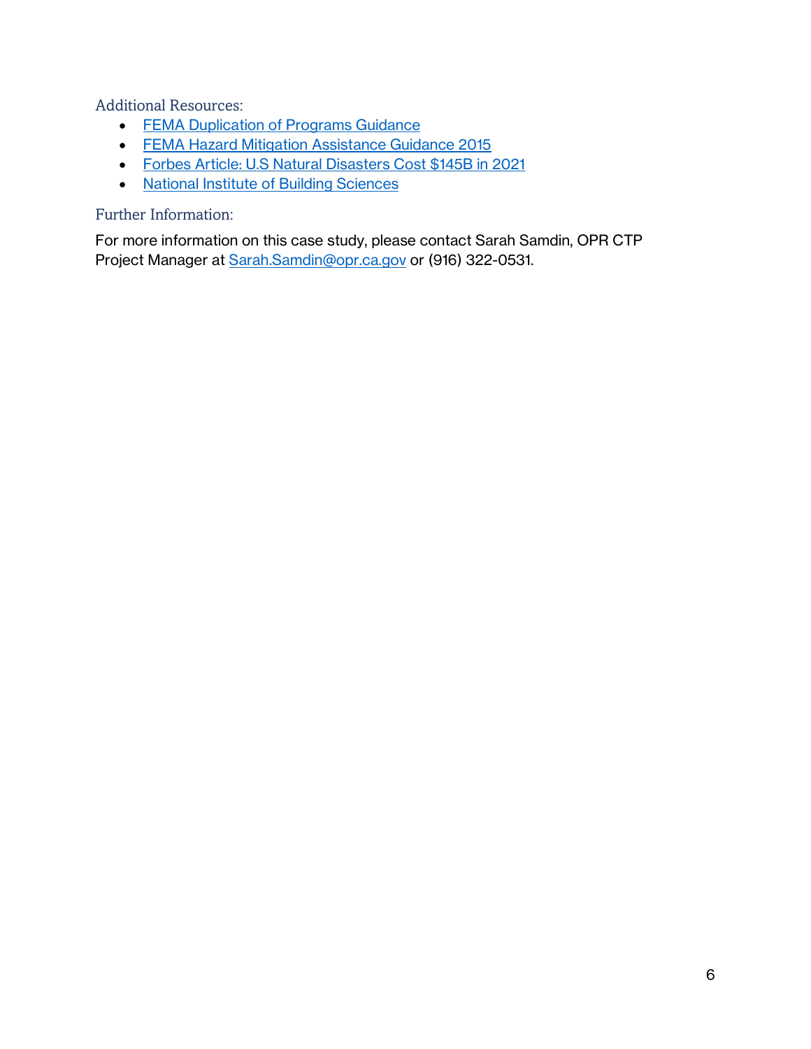### Additional Resources:

- FEMA Duplication of Programs Guidance
- FEMA Hazard Mitigation Assistance Guidance 2015
- Forbes Article: U.S Natural Disasters Cost $145B in 2021
- National Institute of Building Sciences

### Further Information:

For more information on this case study, please contact Sarah Samdin, OPR CTP Project Manager at Sarah.Samdin@opr.ca.gov or (916) 322-0531.